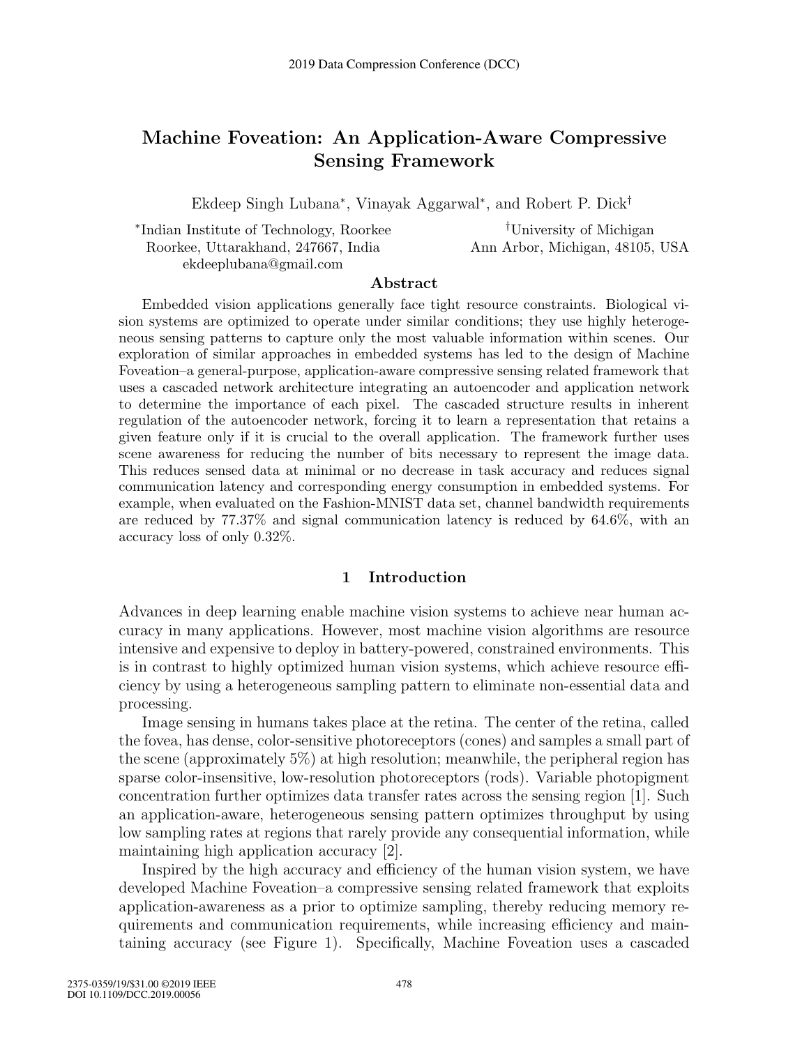# Machine Foveation: An Application-Aware Compressive Sensing Framework

Ekdeep Singh Lubana*, Vinayak Aggarwal*, and Robert P. Dick†

*Indian Institute of Technology, Roorkee
Roorkee, Uttarakhand, 247667, India
ekdeeplubana@gmail.com

†University of Michigan
Ann Arbor, Michigan, 48105, USA

## Abstract

Embedded vision applications generally face tight resource constraints. Biological vision systems are optimized to operate under similar conditions; they use highly heterogeneous sensing patterns to capture only the most valuable information within scenes. Our exploration of similar approaches in embedded systems has led to the design of Machine Foveation–a general-purpose, application-aware compressive sensing related framework that uses a cascaded network architecture integrating an autoencoder and application network to determine the importance of each pixel. The cascaded structure results in inherent regulation of the autoencoder network, forcing it to learn a representation that retains a given feature only if it is crucial to the overall application. The framework further uses scene awareness for reducing the number of bits necessary to represent the image data. This reduces sensed data at minimal or no decrease in task accuracy and reduces signal communication latency and corresponding energy consumption in embedded systems. For example, when evaluated on the Fashion-MNIST data set, channel bandwidth requirements are reduced by 77.37% and signal communication latency is reduced by 64.6%, with an accuracy loss of only 0.32%.

## 1 Introduction

Advances in deep learning enable machine vision systems to achieve near human accuracy in many applications. However, most machine vision algorithms are resource intensive and expensive to deploy in battery-powered, constrained environments. This is in contrast to highly optimized human vision systems, which achieve resource efficiency by using a heterogeneous sampling pattern to eliminate non-essential data and processing.

Image sensing in humans takes place at the retina. The center of the retina, called the fovea, has dense, color-sensitive photoreceptors (cones) and samples a small part of the scene (approximately 5%) at high resolution; meanwhile, the peripheral region has sparse color-insensitive, low-resolution photoreceptors (rods). Variable photopigment concentration further optimizes data transfer rates across the sensing region [1]. Such an application-aware, heterogeneous sensing pattern optimizes throughput by using low sampling rates at regions that rarely provide any consequential information, while maintaining high application accuracy [2].

Inspired by the high accuracy and efficiency of the human vision system, we have developed Machine Foveation–a compressive sensing related framework that exploits application-awareness as a prior to optimize sampling, thereby reducing memory requirements and communication requirements, while increasing efficiency and maintaining accuracy (see Figure 1). Specifically, Machine Foveation uses a cascaded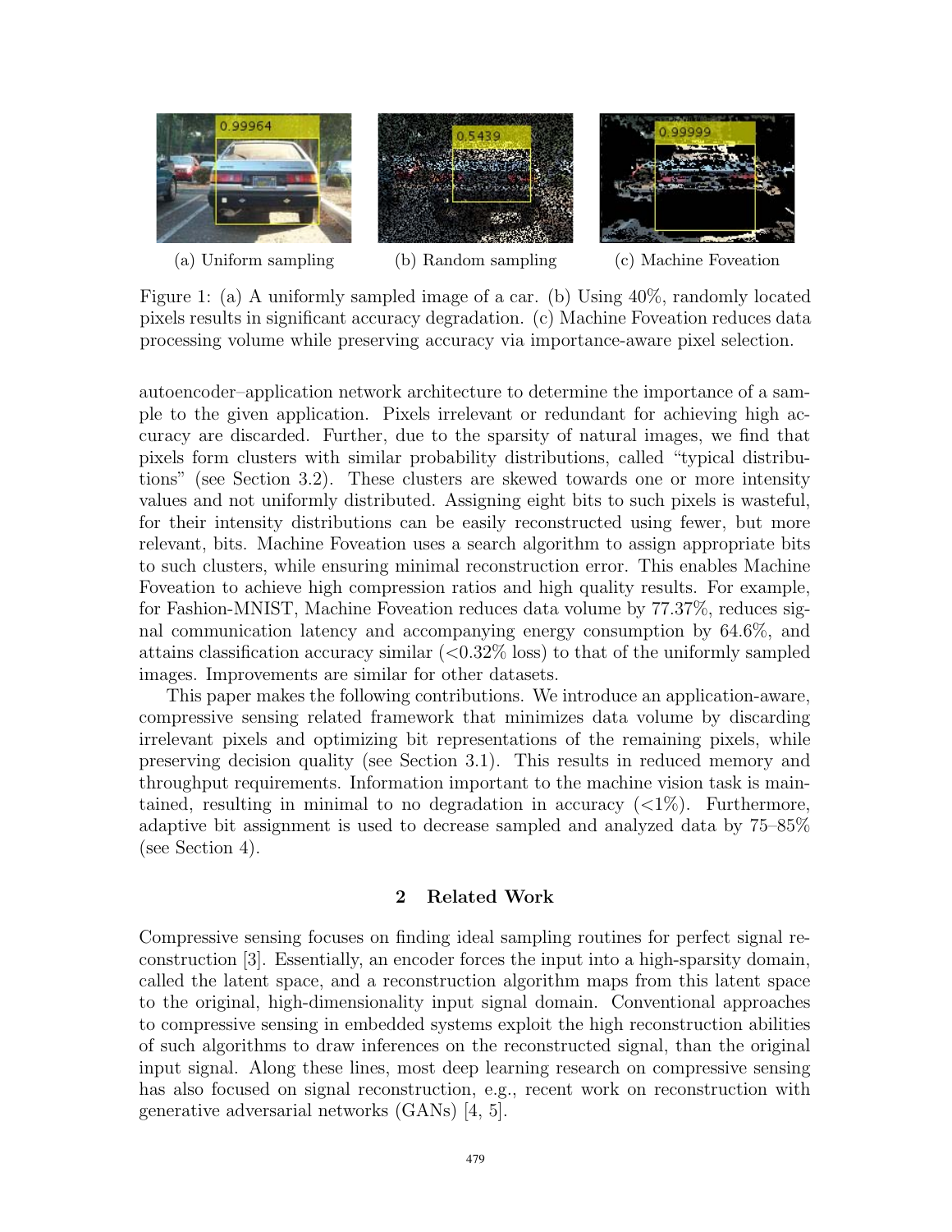(a) Uniform sampling (b) Random sampling (c) Machine Foveation

Figure 1: (a) A uniformly sampled image of a car. (b) Using 40%, randomly located pixels results in significant accuracy degradation. (c) Machine Foveation reduces data processing volume while preserving accuracy via importance-aware pixel selection.

autoencoder–application network architecture to determine the importance of a sample to the given application. Pixels irrelevant or redundant for achieving high accuracy are discarded. Further, due to the sparsity of natural images, we find that pixels form clusters with similar probability distributions, called "typical distributions" (see Section 3.2). These clusters are skewed towards one or more intensity values and not uniformly distributed. Assigning eight bits to such pixels is wasteful, for their intensity distributions can be easily reconstructed using fewer, but more relevant, bits. Machine Foveation uses a search algorithm to assign appropriate bits to such clusters, while ensuring minimal reconstruction error. This enables Machine Foveation to achieve high compression ratios and high quality results. For example, for Fashion-MNIST, Machine Foveation reduces data volume by 77.37%, reduces signal communication latency and accompanying energy consumption by 64.6%, and attains classification accuracy similar (<0.32% loss) to that of the uniformly sampled images. Improvements are similar for other datasets.

This paper makes the following contributions. We introduce an application-aware, compressive sensing related framework that minimizes data volume by discarding irrelevant pixels and optimizing bit representations of the remaining pixels, while preserving decision quality (see Section 3.1). This results in reduced memory and throughput requirements. Information important to the machine vision task is maintained, resulting in minimal to no degradation in accuracy (<1%). Furthermore, adaptive bit assignment is used to decrease sampled and analyzed data by 75–85% (see Section 4).

## 2 Related Work

Compressive sensing focuses on finding ideal sampling routines for perfect signal reconstruction [3]. Essentially, an encoder forces the input into a high-sparsity domain, called the latent space, and a reconstruction algorithm maps from this latent space to the original, high-dimensionality input signal domain. Conventional approaches to compressive sensing in embedded systems exploit the high reconstruction abilities of such algorithms to draw inferences on the reconstructed signal, than the original input signal. Along these lines, most deep learning research on compressive sensing has also focused on signal reconstruction, e.g., recent work on reconstruction with generative adversarial networks (GANs) [4, 5].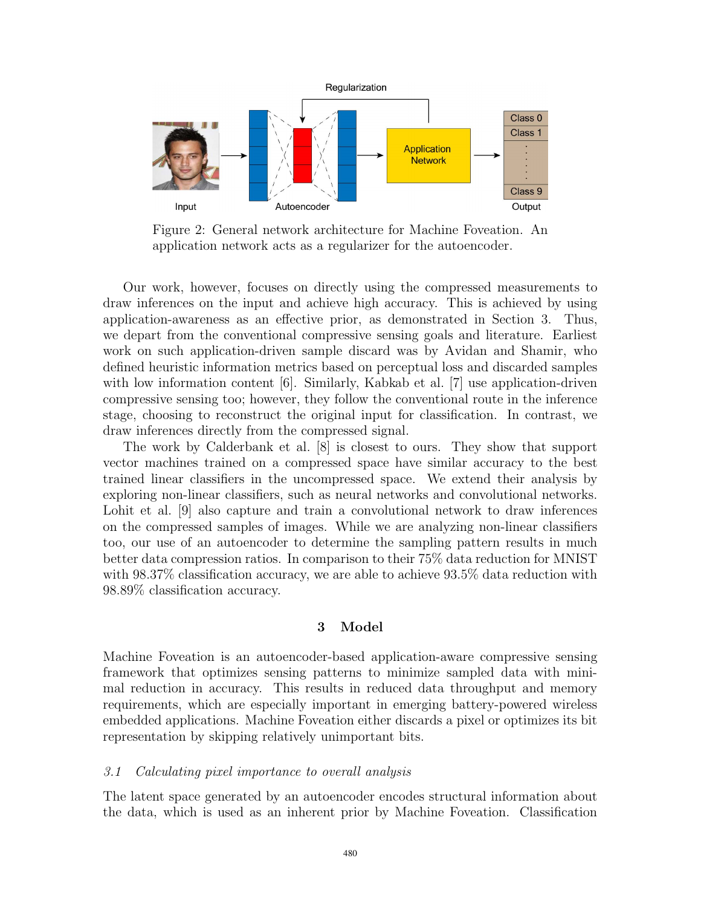Figure 2: General network architecture for Machine Foveation. An application network acts as a regularizer for the autoencoder.

Our work, however, focuses on directly using the compressed measurements to draw inferences on the input and achieve high accuracy. This is achieved by using application-awareness as an effective prior, as demonstrated in Section 3. Thus, we depart from the conventional compressive sensing goals and literature. Earliest work on such application-driven sample discard was by Avidan and Shamir, who defined heuristic information metrics based on perceptual loss and discarded samples with low information content [6]. Similarly, Kabkab et al. [7] use application-driven compressive sensing too; however, they follow the conventional route in the inference stage, choosing to reconstruct the original input for classification. In contrast, we draw inferences directly from the compressed signal.

The work by Calderbank et al. [8] is closest to ours. They show that support vector machines trained on a compressed space have similar accuracy to the best trained linear classifiers in the uncompressed space. We extend their analysis by exploring non-linear classifiers, such as neural networks and convolutional networks. Lohit et al. [9] also capture and train a convolutional network to draw inferences on the compressed samples of images. While we are analyzing non-linear classifiers too, our use of an autoencoder to determine the sampling pattern results in much better data compression ratios. In comparison to their 75% data reduction for MNIST with 98.37% classification accuracy, we are able to achieve 93.5% data reduction with 98.89% classification accuracy.

## 3 Model

Machine Foveation is an autoencoder-based application-aware compressive sensing framework that optimizes sensing patterns to minimize sampled data with minimal reduction in accuracy. This results in reduced data throughput and memory requirements, which are especially important in emerging battery-powered wireless embedded applications. Machine Foveation either discards a pixel or optimizes its bit representation by skipping relatively unimportant bits.

### *3.1 Calculating pixel importance to overall analysis*

The latent space generated by an autoencoder encodes structural information about the data, which is used as an inherent prior by Machine Foveation. Classification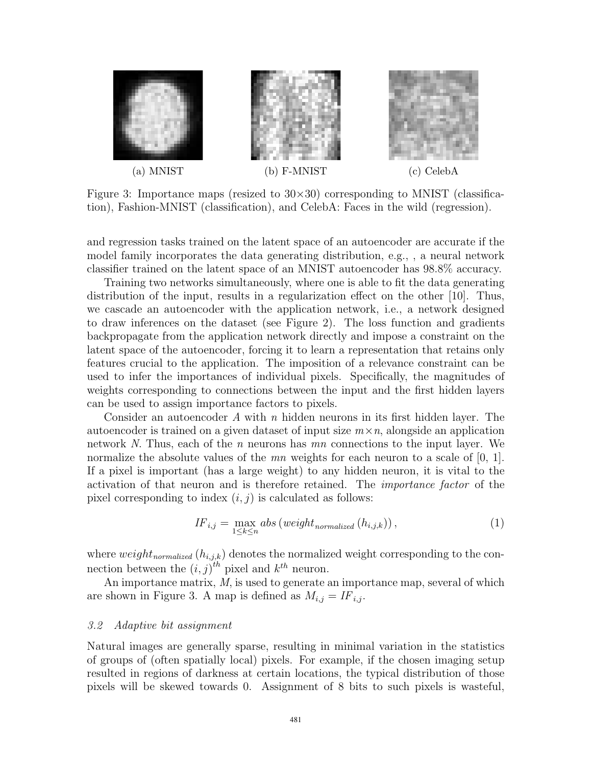(a) MNIST (b) F-MNIST (c) CelebA

Figure 3: Importance maps (resized to 30×30) corresponding to MNIST (classification), Fashion-MNIST (classification), and CelebA: Faces in the wild (regression).

and regression tasks trained on the latent space of an autoencoder are accurate if the model family incorporates the data generating distribution, e.g., , a neural network classifier trained on the latent space of an MNIST autoencoder has 98.8% accuracy.

Training two networks simultaneously, where one is able to fit the data generating distribution of the input, results in a regularization effect on the other [10]. Thus, we cascade an autoencoder with the application network, i.e., a network designed to draw inferences on the dataset (see Figure 2). The loss function and gradients backpropagate from the application network directly and impose a constraint on the latent space of the autoencoder, forcing it to learn a representation that retains only features crucial to the application. The imposition of a relevance constraint can be used to infer the importances of individual pixels. Specifically, the magnitudes of weights corresponding to connections between the input and the first hidden layers can be used to assign importance factors to pixels.

Consider an autoencoder $A$ with $n$ hidden neurons in its first hidden layer. The autoencoder is trained on a given dataset of input size $m \times n$, alongside an application network $N$. Thus, each of the $n$ neurons has $mn$ connections to the input layer. We normalize the absolute values of the $mn$ weights for each neuron to a scale of [0, 1]. If a pixel is important (has a large weight) to any hidden neuron, it is vital to the activation of that neuron and is therefore retained. The *importance factor* of the pixel corresponding to index $(i, j)$ is calculated as follows:

$$IF_{i,j} = \max_{1 \leq k \leq n} abs\left(weight_{normalized}\left(h_{i,j,k}\right)\right), \tag{1}$$

where $weight_{normalized}\left(h_{i,j,k}\right)$ denotes the normalized weight corresponding to the connection between the $(i, j)^{th}$ pixel and $k^{th}$ neuron.

An importance matrix, $M$, is used to generate an importance map, several of which are shown in Figure 3. A map is defined as $M_{i,j} = IF_{i,j}$.

### *3.2 Adaptive bit assignment*

Natural images are generally sparse, resulting in minimal variation in the statistics of groups of (often spatially local) pixels. For example, if the chosen imaging setup resulted in regions of darkness at certain locations, the typical distribution of those pixels will be skewed towards 0. Assignment of 8 bits to such pixels is wasteful,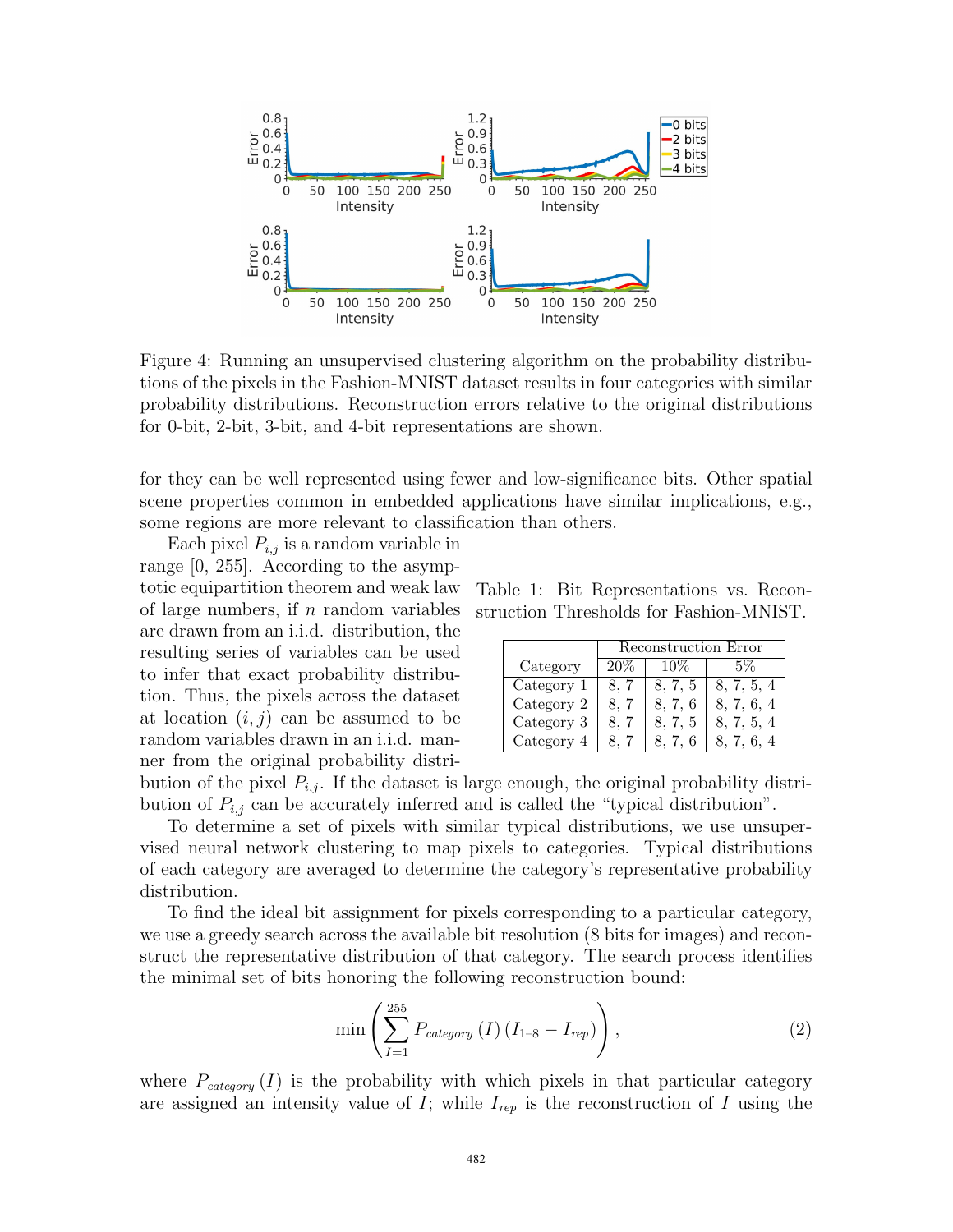Figure 4: Running an unsupervised clustering algorithm on the probability distributions of the pixels in the Fashion-MNIST dataset results in four categories with similar probability distributions. Reconstruction errors relative to the original distributions for 0-bit, 2-bit, 3-bit, and 4-bit representations are shown.

for they can be well represented using fewer and low-significance bits. Other spatial scene properties common in embedded applications have similar implications, e.g., some regions are more relevant to classification than others.

Each pixel $P_{i,j}$ is a random variable in range [0, 255]. According to the asymptotic equipartition theorem and weak law of large numbers, if $n$ random variables are drawn from an i.i.d. distribution, the resulting series of variables can be used to infer that exact probability distribution. Thus, the pixels across the dataset at location $(i, j)$ can be assumed to be random variables drawn in an i.i.d. manner from the original probability distribution of the pixel $P_{i,j}$. If the dataset is large enough, the original probability distribution of $P_{i,j}$ can be accurately inferred and is called the "typical distribution".

Table 1: Bit Representations vs. Reconstruction Thresholds for Fashion-MNIST.

| Category | Reconstruction Error | | |
|---|---|---|---|
| | 20% | 10% | 5% |
| Category 1 | 8, 7 | 8, 7, 5 | 8, 7, 5, 4 |
| Category 2 | 8, 7 | 8, 7, 6 | 8, 7, 6, 4 |
| Category 3 | 8, 7 | 8, 7, 5 | 8, 7, 5, 4 |
| Category 4 | 8, 7 | 8, 7, 6 | 8, 7, 6, 4 |

To determine a set of pixels with similar typical distributions, we use unsupervised neural network clustering to map pixels to categories. Typical distributions of each category are averaged to determine the category's representative probability distribution.

To find the ideal bit assignment for pixels corresponding to a particular category, we use a greedy search across the available bit resolution (8 bits for images) and reconstruct the representative distribution of that category. The search process identifies the minimal set of bits honoring the following reconstruction bound:

$$\min\left(\sum_{I=1}^{255} P_{category}\left(I\right)\left(I_{1\text{-}8} - I_{rep}\right)\right), \tag{2}$$

where $P_{category}(I)$ is the probability with which pixels in that particular category are assigned an intensity value of $I$; while $I_{rep}$ is the reconstruction of $I$ using the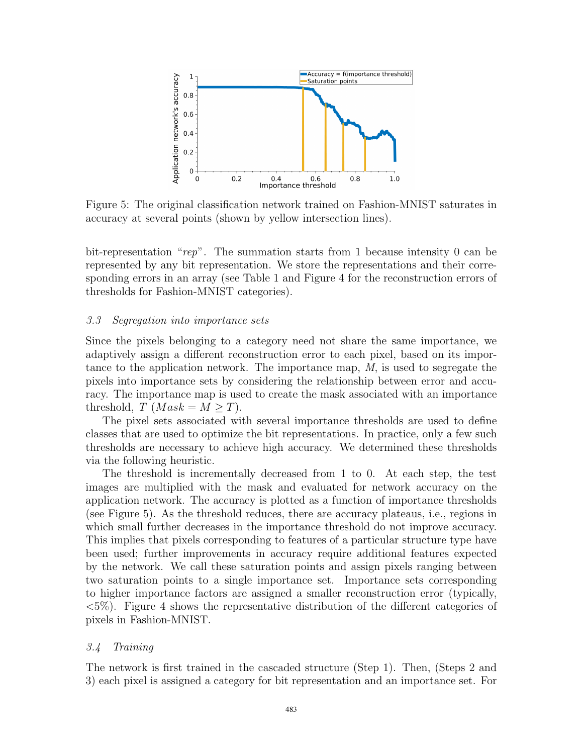Figure 5: The original classification network trained on Fashion-MNIST saturates in accuracy at several points (shown by yellow intersection lines).

bit-representation "*rep*". The summation starts from 1 because intensity 0 can be represented by any bit representation. We store the representations and their corresponding errors in an array (see Table 1 and Figure 4 for the reconstruction errors of thresholds for Fashion-MNIST categories).

### *3.3 Segregation into importance sets*

Since the pixels belonging to a category need not share the same importance, we adaptively assign a different reconstruction error to each pixel, based on its importance to the application network. The importance map, $M$, is used to segregate the pixels into importance sets by considering the relationship between error and accuracy. The importance map is used to create the mask associated with an importance threshold, $T$ ($Mask = M \geq T$).

The pixel sets associated with several importance thresholds are used to define classes that are used to optimize the bit representations. In practice, only a few such thresholds are necessary to achieve high accuracy. We determined these thresholds via the following heuristic.

The threshold is incrementally decreased from 1 to 0. At each step, the test images are multiplied with the mask and evaluated for network accuracy on the application network. The accuracy is plotted as a function of importance thresholds (see Figure 5). As the threshold reduces, there are accuracy plateaus, i.e., regions in which small further decreases in the importance threshold do not improve accuracy. This implies that pixels corresponding to features of a particular structure type have been used; further improvements in accuracy require additional features expected by the network. We call these saturation points and assign pixels ranging between two saturation points to a single importance set. Importance sets corresponding to higher importance factors are assigned a smaller reconstruction error (typically, <5%). Figure 4 shows the representative distribution of the different categories of pixels in Fashion-MNIST.

### *3.4 Training*

The network is first trained in the cascaded structure (Step 1). Then, (Steps 2 and 3) each pixel is assigned a category for bit representation and an importance set. For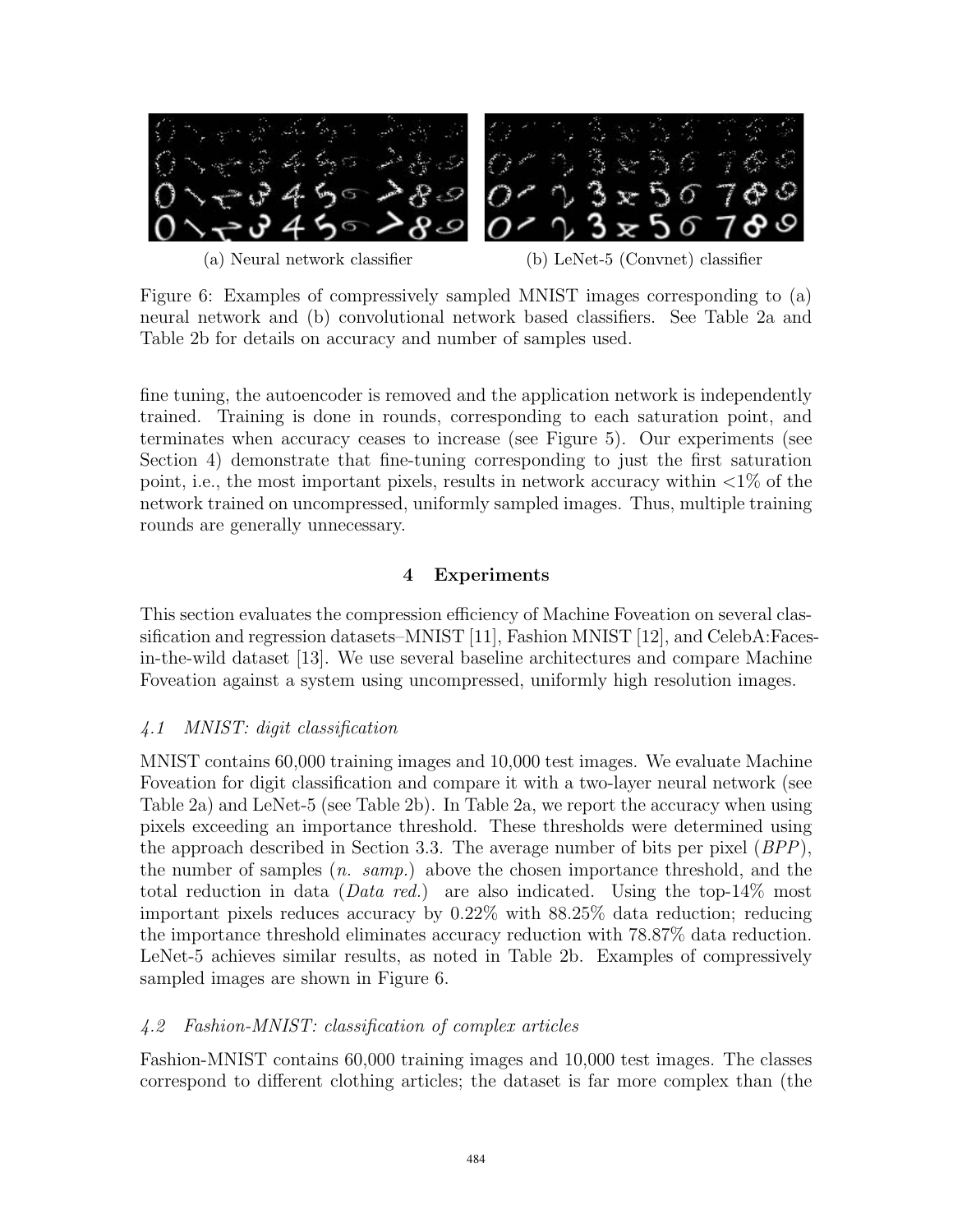(a) Neural network classifier

(b) LeNet-5 (Convnet) classifier

Figure 6: Examples of compressively sampled MNIST images corresponding to (a) neural network and (b) convolutional network based classifiers. See Table 2a and Table 2b for details on accuracy and number of samples used.

fine tuning, the autoencoder is removed and the application network is independently trained. Training is done in rounds, corresponding to each saturation point, and terminates when accuracy ceases to increase (see Figure 5). Our experiments (see Section 4) demonstrate that fine-tuning corresponding to just the first saturation point, i.e., the most important pixels, results in network accuracy within <1% of the network trained on uncompressed, uniformly sampled images. Thus, multiple training rounds are generally unnecessary.

## 4 Experiments

This section evaluates the compression efficiency of Machine Foveation on several classification and regression datasets–MNIST [11], Fashion MNIST [12], and CelebA:Faces-in-the-wild dataset [13]. We use several baseline architectures and compare Machine Foveation against a system using uncompressed, uniformly high resolution images.

### *4.1 MNIST: digit classification*

MNIST contains 60,000 training images and 10,000 test images. We evaluate Machine Foveation for digit classification and compare it with a two-layer neural network (see Table 2a) and LeNet-5 (see Table 2b). In Table 2a, we report the accuracy when using pixels exceeding an importance threshold. These thresholds were determined using the approach described in Section 3.3. The average number of bits per pixel (*BPP*), the number of samples (*n. samp.*) above the chosen importance threshold, and the total reduction in data (*Data red.*) are also indicated. Using the top-14% most important pixels reduces accuracy by 0.22% with 88.25% data reduction; reducing the importance threshold eliminates accuracy reduction with 78.87% data reduction. LeNet-5 achieves similar results, as noted in Table 2b. Examples of compressively sampled images are shown in Figure 6.

### *4.2 Fashion-MNIST: classification of complex articles*

Fashion-MNIST contains 60,000 training images and 10,000 test images. The classes correspond to different clothing articles; the dataset is far more complex than (the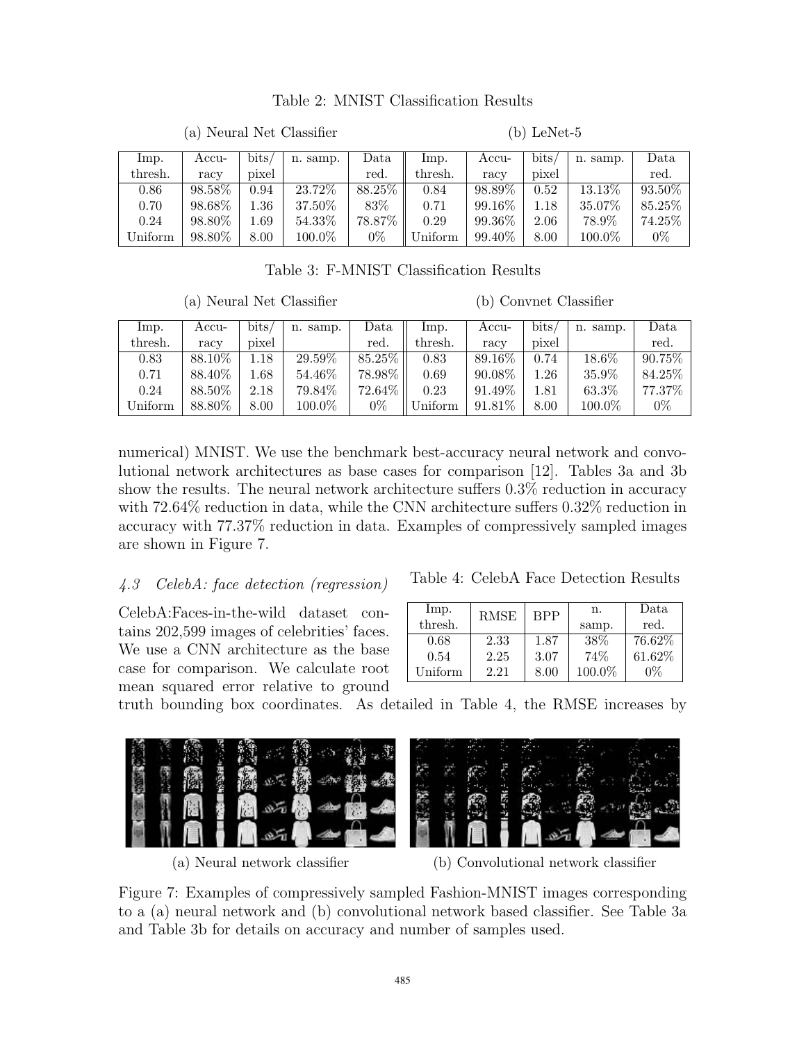Table 2: MNIST Classification Results

(a) Neural Net Classifier

| Imp. thresh. | Accuracy | bits/ pixel | n. samp. | Data red. |
|---|---|---|---|---|
| 0.86 | 98.58% | 0.94 | 23.72% | 88.25% |
| 0.70 | 98.68% | 1.36 | 37.50% | 83% |
| 0.24 | 98.80% | 1.69 | 54.33% | 78.87% |
| Uniform | 98.80% | 8.00 | 100.0% | 0% |

(b) LeNet-5

| Imp. thresh. | Accuracy | bits/ pixel | n. samp. | Data red. |
|---|---|---|---|---|
| 0.84 | 98.89% | 0.52 | 13.13% | 93.50% |
| 0.71 | 99.16% | 1.18 | 35.07% | 85.25% |
| 0.29 | 99.36% | 2.06 | 78.9% | 74.25% |
| Uniform | 99.40% | 8.00 | 100.0% | 0% |

Table 3: F-MNIST Classification Results

(a) Neural Net Classifier

| Imp. thresh. | Accuracy | bits/ pixel | n. samp. | Data red. |
|---|---|---|---|---|
| 0.83 | 88.10% | 1.18 | 29.59% | 85.25% |
| 0.71 | 88.40% | 1.68 | 54.46% | 78.98% |
| 0.24 | 88.50% | 2.18 | 79.84% | 72.64% |
| Uniform | 88.80% | 8.00 | 100.0% | 0% |

(b) Convnet Classifier

| Imp. thresh. | Accuracy | bits/ pixel | n. samp. | Data red. |
|---|---|---|---|---|
| 0.83 | 89.16% | 0.74 | 18.6% | 90.75% |
| 0.69 | 90.08% | 1.26 | 35.9% | 84.25% |
| 0.23 | 91.49% | 1.81 | 63.3% | 77.37% |
| Uniform | 91.81% | 8.00 | 100.0% | 0% |

numerical) MNIST. We use the benchmark best-accuracy neural network and convolutional network architectures as base cases for comparison [12]. Tables 3a and 3b show the results. The neural network architecture suffers 0.3% reduction in accuracy with 72.64% reduction in data, while the CNN architecture suffers 0.32% reduction in accuracy with 77.37% reduction in data. Examples of compressively sampled images are shown in Figure 7.

### *4.3 CelebA: face detection (regression)*

Table 4: CelebA Face Detection Results

| Imp. thresh. | RMSE | BPP | n. samp. | Data red. |
|---|---|---|---|---|
| 0.68 | 2.33 | 1.87 | 38% | 76.62% |
| 0.54 | 2.25 | 3.07 | 74% | 61.62% |
| Uniform | 2.21 | 8.00 | 100.0% | 0% |

CelebA:Faces-in-the-wild dataset contains 202,599 images of celebrities' faces. We use a CNN architecture as the base case for comparison. We calculate root mean squared error relative to ground truth bounding box coordinates. As detailed in Table 4, the RMSE increases by

(a) Neural network classifier

(b) Convolutional network classifier

Figure 7: Examples of compressively sampled Fashion-MNIST images corresponding to a (a) neural network and (b) convolutional network based classifier. See Table 3a and Table 3b for details on accuracy and number of samples used.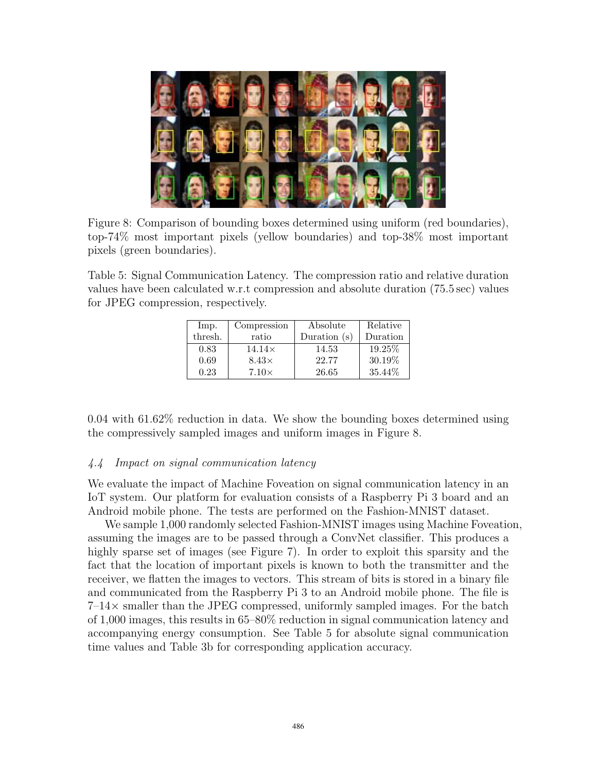Figure 8: Comparison of bounding boxes determined using uniform (red boundaries), top-74% most important pixels (yellow boundaries) and top-38% most important pixels (green boundaries).

Table 5: Signal Communication Latency. The compression ratio and relative duration values have been calculated w.r.t compression and absolute duration (75.5 sec) values for JPEG compression, respectively.

| Imp. thresh. | Compression ratio | Absolute Duration (s) | Relative Duration |
|---|---|---|---|
| 0.83 | 14.14× | 14.53 | 19.25% |
| 0.69 | 8.43× | 22.77 | 30.19% |
| 0.23 | 7.10× | 26.65 | 35.44% |

0.04 with 61.62% reduction in data. We show the bounding boxes determined using the compressively sampled images and uniform images in Figure 8.

### *4.4 Impact on signal communication latency*

We evaluate the impact of Machine Foveation on signal communication latency in an IoT system. Our platform for evaluation consists of a Raspberry Pi 3 board and an Android mobile phone. The tests are performed on the Fashion-MNIST dataset.

We sample 1,000 randomly selected Fashion-MNIST images using Machine Foveation, assuming the images are to be passed through a ConvNet classifier. This produces a highly sparse set of images (see Figure 7). In order to exploit this sparsity and the fact that the location of important pixels is known to both the transmitter and the receiver, we flatten the images to vectors. This stream of bits is stored in a binary file and communicated from the Raspberry Pi 3 to an Android mobile phone. The file is 7–14× smaller than the JPEG compressed, uniformly sampled images. For the batch of 1,000 images, this results in 65–80% reduction in signal communication latency and accompanying energy consumption. See Table 5 for absolute signal communication time values and Table 3b for corresponding application accuracy.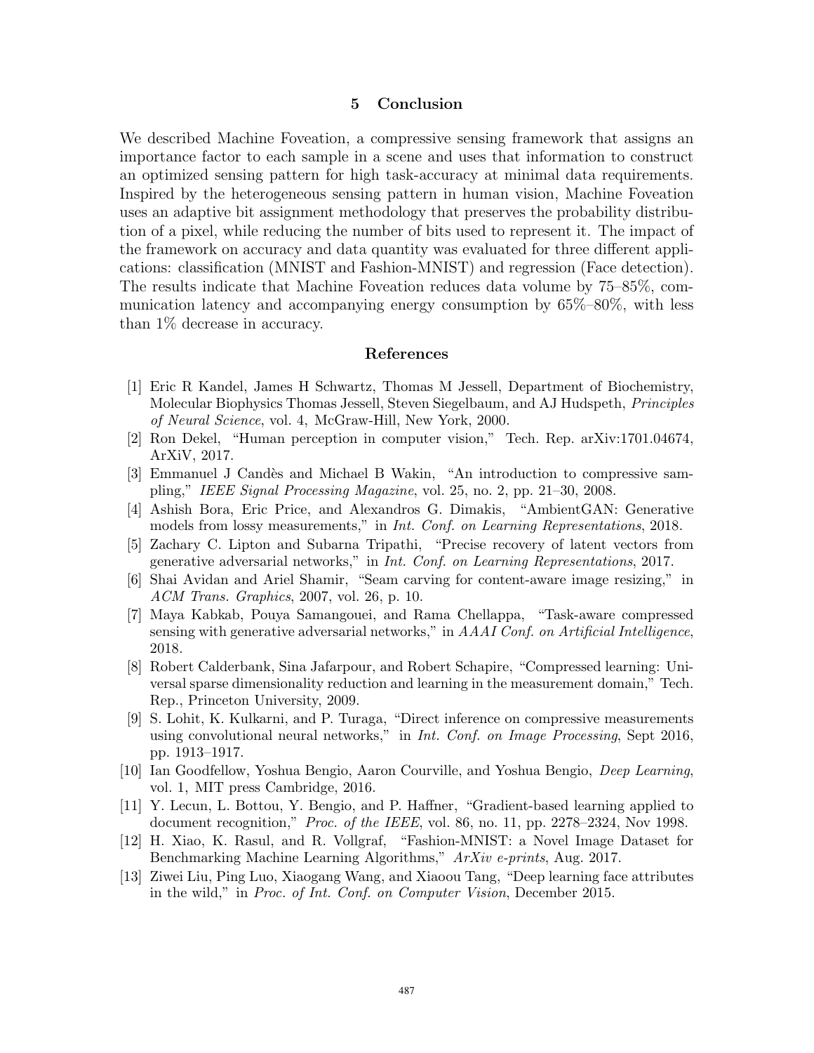## 5 Conclusion

We described Machine Foveation, a compressive sensing framework that assigns an importance factor to each sample in a scene and uses that information to construct an optimized sensing pattern for high task-accuracy at minimal data requirements. Inspired by the heterogeneous sensing pattern in human vision, Machine Foveation uses an adaptive bit assignment methodology that preserves the probability distribution of a pixel, while reducing the number of bits used to represent it. The impact of the framework on accuracy and data quantity was evaluated for three different applications: classification (MNIST and Fashion-MNIST) and regression (Face detection). The results indicate that Machine Foveation reduces data volume by 75–85%, communication latency and accompanying energy consumption by 65%–80%, with less than 1% decrease in accuracy.

## References

[1] Eric R Kandel, James H Schwartz, Thomas M Jessell, Department of Biochemistry, Molecular Biophysics Thomas Jessell, Steven Siegelbaum, and AJ Hudspeth, *Principles of Neural Science*, vol. 4, McGraw-Hill, New York, 2000.

[2] Ron Dekel, "Human perception in computer vision," Tech. Rep. arXiv:1701.04674, ArXiV, 2017.

[3] Emmanuel J Candès and Michael B Wakin, "An introduction to compressive sampling," *IEEE Signal Processing Magazine*, vol. 25, no. 2, pp. 21–30, 2008.

[4] Ashish Bora, Eric Price, and Alexandros G. Dimakis, "AmbientGAN: Generative models from lossy measurements," in *Int. Conf. on Learning Representations*, 2018.

[5] Zachary C. Lipton and Subarna Tripathi, "Precise recovery of latent vectors from generative adversarial networks," in *Int. Conf. on Learning Representations*, 2017.

[6] Shai Avidan and Ariel Shamir, "Seam carving for content-aware image resizing," in *ACM Trans. Graphics*, 2007, vol. 26, p. 10.

[7] Maya Kabkab, Pouya Samangouei, and Rama Chellappa, "Task-aware compressed sensing with generative adversarial networks," in *AAAI Conf. on Artificial Intelligence*, 2018.

[8] Robert Calderbank, Sina Jafarpour, and Robert Schapire, "Compressed learning: Universal sparse dimensionality reduction and learning in the measurement domain," Tech. Rep., Princeton University, 2009.

[9] S. Lohit, K. Kulkarni, and P. Turaga, "Direct inference on compressive measurements using convolutional neural networks," in *Int. Conf. on Image Processing*, Sept 2016, pp. 1913–1917.

[10] Ian Goodfellow, Yoshua Bengio, Aaron Courville, and Yoshua Bengio, *Deep Learning*, vol. 1, MIT press Cambridge, 2016.

[11] Y. Lecun, L. Bottou, Y. Bengio, and P. Haffner, "Gradient-based learning applied to document recognition," *Proc. of the IEEE*, vol. 86, no. 11, pp. 2278–2324, Nov 1998.

[12] H. Xiao, K. Rasul, and R. Vollgraf, "Fashion-MNIST: a Novel Image Dataset for Benchmarking Machine Learning Algorithms," *ArXiv e-prints*, Aug. 2017.

[13] Ziwei Liu, Ping Luo, Xiaogang Wang, and Xiaoou Tang, "Deep learning face attributes in the wild," in *Proc. of Int. Conf. on Computer Vision*, December 2015.